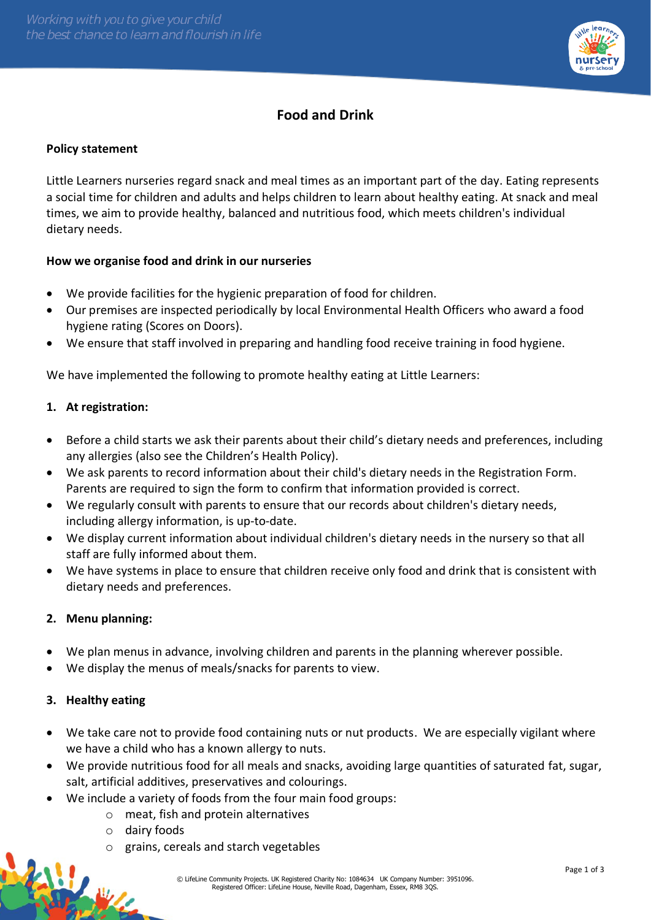# Food and Drink

## Policy statement

Little Learners nurseries regard snack and meal times as an important part of the day. Eating represents a social time for children and adults and helps children to learn about healthy eating. At snack and meal times, we aim to provide healthy, balanced and nutritious food, which meets children's individual dietary needs.

## How we organise food and drink in our nurseries

- We provide facilities for the hygienic preparation of food for children.
- Our premises are inspected periodically by local Environmental Health Officers who award a food hygiene rating (Scores on Doors).
- We ensure that staff involved in preparing and handling food receive training in food hygiene.

We have implemented the following to promote healthy eating at Little Learners:

### 1. At registration:

- Before a child starts we ask their parents about their child's dietary needs and preferences, including any allergies (also see the Children's Health Policy).
- We ask parents to record information about their child's dietary needs in the Registration Form. Parents are required to sign the form to confirm that information provided is correct.
- We regularly consult with parents to ensure that our records about children's dietary needs, including allergy information, is up-to-date.
- We display current information about individual children's dietary needs in the nursery so that all staff are fully informed about them.
- We have systems in place to ensure that children receive only food and drink that is consistent with dietary needs and preferences.

### 2. Menu planning:

- We plan menus in advance, involving children and parents in the planning wherever possible.
- We display the menus of meals/snacks for parents to view.

### 3. Healthy eating

- We take care not to provide food containing nuts or nut products. We are especially vigilant where we have a child who has a known allergy to nuts.
- We provide nutritious food for all meals and snacks, avoiding large quantities of saturated fat, sugar, salt, artificial additives, preservatives and colourings.
- We include a variety of foods from the four main food groups:
  - meat, fish and protein alternatives
  - dairy foods
  - grains, cereals and starch vegetables

© LifeLine Community Projects. UK Registered Charity No: 1084634 UK Company Number: 3951096.
Registered Office: LifeLine House, Neville Road, Dagenham, Essex, RM8 3QS.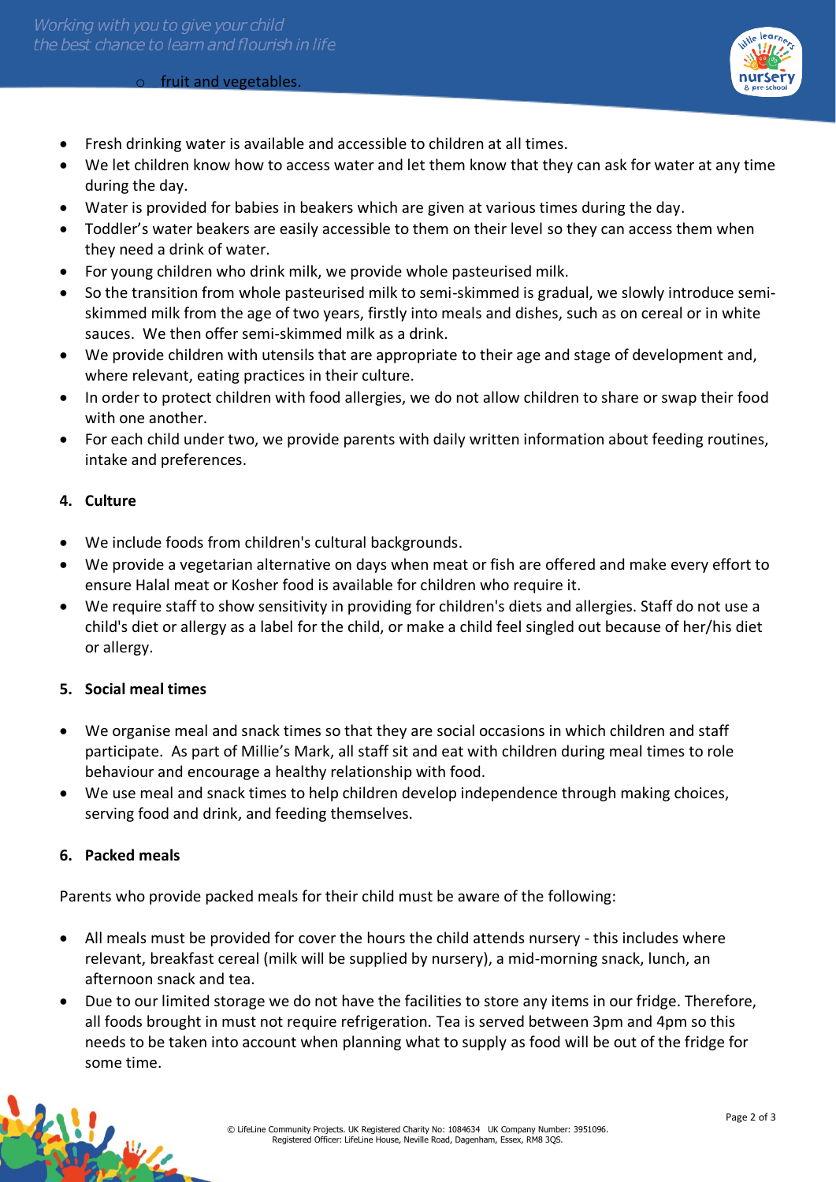- fruit and vegetables.

- Fresh drinking water is available and accessible to children at all times.
- We let children know how to access water and let them know that they can ask for water at any time during the day.
- Water is provided for babies in beakers which are given at various times during the day.
- Toddler's water beakers are easily accessible to them on their level so they can access them when they need a drink of water.
- For young children who drink milk, we provide whole pasteurised milk.
- So the transition from whole pasteurised milk to semi-skimmed is gradual, we slowly introduce semi-skimmed milk from the age of two years, firstly into meals and dishes, such as on cereal or in white sauces. We then offer semi-skimmed milk as a drink.
- We provide children with utensils that are appropriate to their age and stage of development and, where relevant, eating practices in their culture.
- In order to protect children with food allergies, we do not allow children to share or swap their food with one another.
- For each child under two, we provide parents with daily written information about feeding routines, intake and preferences.

## 4. Culture

- We include foods from children's cultural backgrounds.
- We provide a vegetarian alternative on days when meat or fish are offered and make every effort to ensure Halal meat or Kosher food is available for children who require it.
- We require staff to show sensitivity in providing for children's diets and allergies. Staff do not use a child's diet or allergy as a label for the child, or make a child feel singled out because of her/his diet or allergy.

## 5. Social meal times

- We organise meal and snack times so that they are social occasions in which children and staff participate. As part of Millie's Mark, all staff sit and eat with children during meal times to role behaviour and encourage a healthy relationship with food.
- We use meal and snack times to help children develop independence through making choices, serving food and drink, and feeding themselves.

## 6. Packed meals

Parents who provide packed meals for their child must be aware of the following:

- All meals must be provided for cover the hours the child attends nursery - this includes where relevant, breakfast cereal (milk will be supplied by nursery), a mid-morning snack, lunch, an afternoon snack and tea.
- Due to our limited storage we do not have the facilities to store any items in our fridge. Therefore, all foods brought in must not require refrigeration. Tea is served between 3pm and 4pm so this needs to be taken into account when planning what to supply as food will be out of the fridge for some time.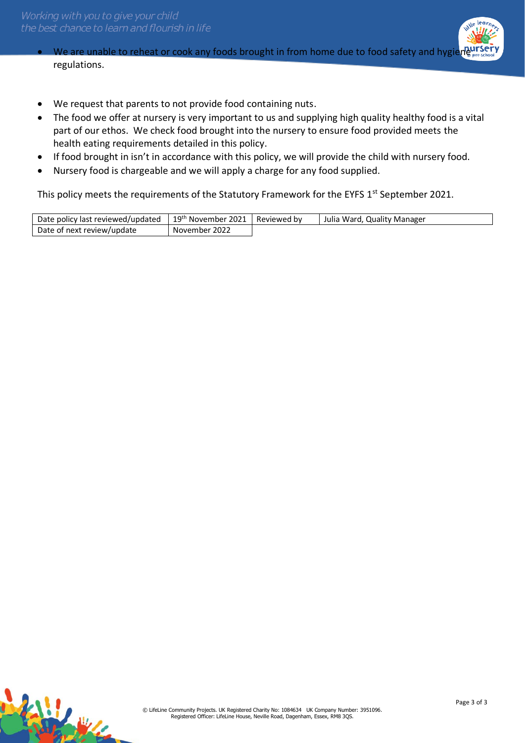- We are unable to reheat or cook any foods brought in from home due to food safety and hygiene regulations.

- We request that parents to not provide food containing nuts.
- The food we offer at nursery is very important to us and supplying high quality healthy food is a vital part of our ethos. We check food brought into the nursery to ensure food provided meets the health eating requirements detailed in this policy.
- If food brought in isn't in accordance with this policy, we will provide the child with nursery food.
- Nursery food is chargeable and we will apply a charge for any food supplied.

This policy meets the requirements of the Statutory Framework for the EYFS 1st September 2021.

| | | | |
|---|---|---|---|
| Date policy last reviewed/updated | 19th November 2021 | Reviewed by | Julia Ward, Quality Manager |
| Date of next review/update | November 2022 | | |

© LifeLine Community Projects. UK Registered Charity No: 1084634 UK Company Number: 3951096.
Registered Officer: LifeLine House, Neville Road, Dagenham, Essex, RM8 3QS.